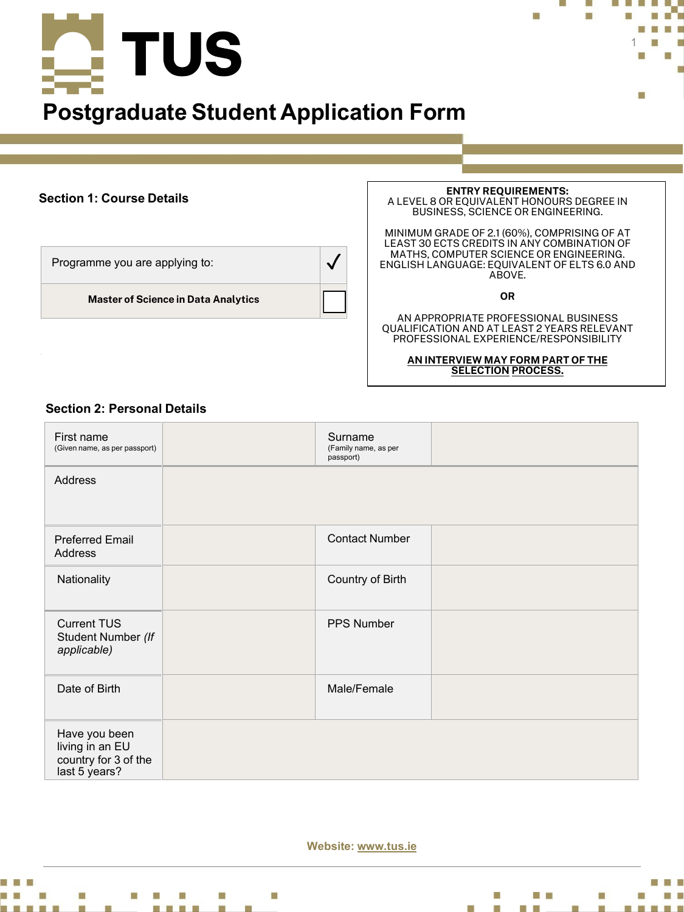# TUS

# Postgraduate Student Application Form

**Section 1: Course Details**

| Programme you are applying to: | √ |
|---|---|
| **Master of Science in Data Analytics** | ☐ |

**ENTRY REQUIREMENTS:**
A LEVEL 8 OR EQUIVALENT HONOURS DEGREE IN BUSINESS, SCIENCE OR ENGINEERING.

MINIMUM GRADE OF 2.1 (60%), COMPRISING OF AT LEAST 30 ECTS CREDITS IN ANY COMBINATION OF MATHS, COMPUTER SCIENCE OR ENGINEERING. ENGLISH LANGUAGE: EQUIVALENT OF ELTS 6.0 AND ABOVE.

**OR**

AN APPROPRIATE PROFESSIONAL BUSINESS QUALIFICATION AND AT LEAST 2 YEARS RELEVANT PROFESSIONAL EXPERIENCE/RESPONSIBILITY

**AN INTERVIEW MAY FORM PART OF THE SELECTION PROCESS.**

**Section 2: Personal Details**

| | | | |
|---|---|---|---|
| First name (Given name, as per passport) | | Surname (Family name, as per passport) | |
| Address | | | |
| Preferred Email Address | | Contact Number | |
| Nationality | | Country of Birth | |
| Current TUS Student Number *(If applicable)* | | PPS Number | |
| Date of Birth | | Male/Female | |
| Have you been living in an EU country for 3 of the last 5 years? | | | |

**Website: www.tus.ie**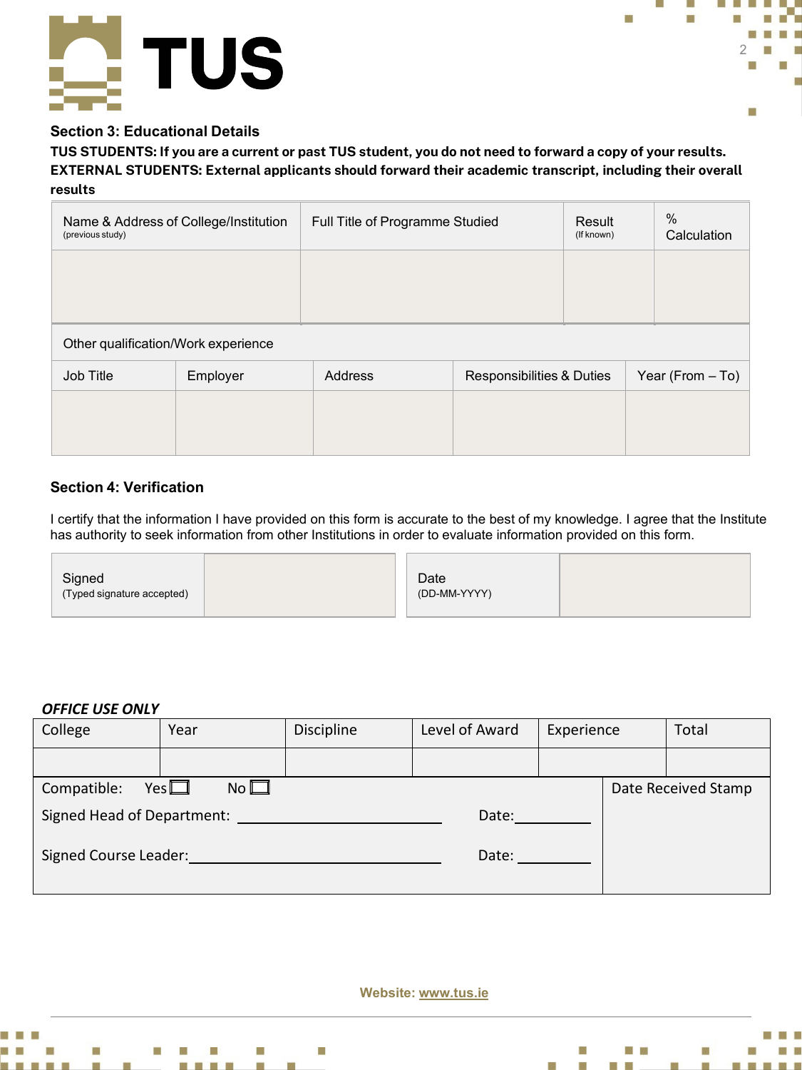## Section 3: Educational Details

**TUS STUDENTS: If you are a current or past TUS student, you do not need to forward a copy of your results.**
**EXTERNAL STUDENTS: External applicants should forward their academic transcript, including their overall results**

| Name & Address of College/Institution (previous study) | Full Title of Programme Studied | Result (If known) | % Calculation |
|---|---|---|---|
| | | | |

Other qualification/Work experience

| Job Title | Employer | Address | Responsibilities & Duties | Year (From – To) |
|---|---|---|---|---|
| | | | | |

## Section 4: Verification

I certify that the information I have provided on this form is accurate to the best of my knowledge. I agree that the Institute has authority to seek information from other Institutions in order to evaluate information provided on this form.

| Signed (Typed signature accepted) | | Date (DD-MM-YYYY) | |
|---|---|---|---|

***OFFICE USE ONLY***

| College | Year | Discipline | Level of Award | Experience | Total |
|---|---|---|---|---|---|
| | | | | | |

Compatible: Yes ☐ No ☐

Signed Head of Department: ______________________ Date: ________

Signed Course Leader: ______________________ Date: ________

Date Received Stamp

Website: www.tus.ie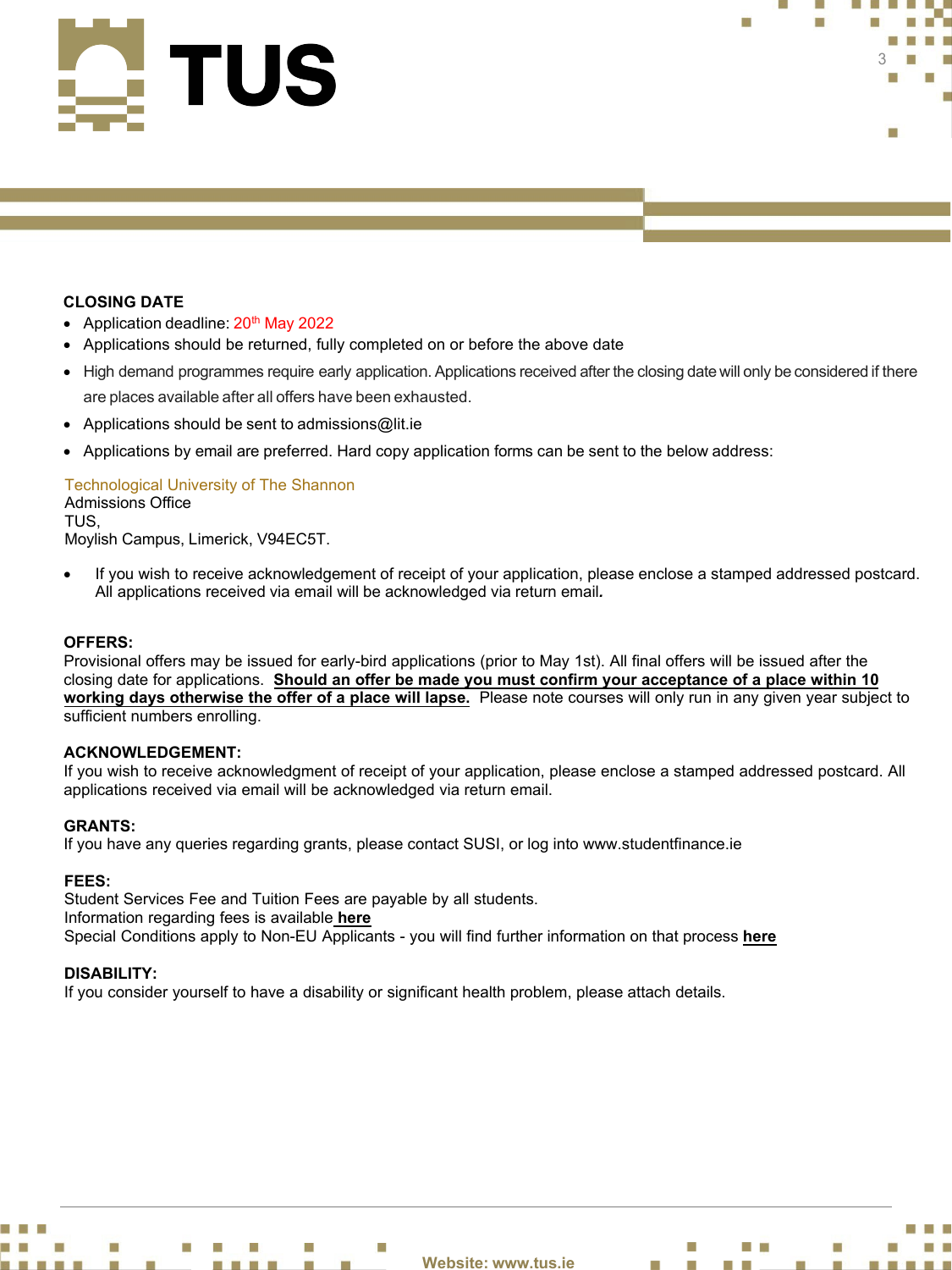## CLOSING DATE

- Application deadline: 20th May 2022
- Applications should be returned, fully completed on or before the above date
- High demand programmes require early application. Applications received after the closing date will only be considered if there are places available after all offers have been exhausted.
- Applications should be sent to admissions@lit.ie
- Applications by email are preferred. Hard copy application forms can be sent to the below address:

Technological University of The Shannon
Admissions Office
TUS,
Moylish Campus, Limerick, V94EC5T.

- If you wish to receive acknowledgement of receipt of your application, please enclose a stamped addressed postcard. All applications received via email will be acknowledged via return email*.*

## OFFERS:

Provisional offers may be issued for early-bird applications (prior to May 1st). All final offers will be issued after the closing date for applications. **Should an offer be made you must confirm your acceptance of a place within 10 working days otherwise the offer of a place will lapse.** Please note courses will only run in any given year subject to sufficient numbers enrolling.

## ACKNOWLEDGEMENT:

If you wish to receive acknowledgment of receipt of your application, please enclose a stamped addressed postcard. All applications received via email will be acknowledged via return email.

## GRANTS:

If you have any queries regarding grants, please contact SUSI, or log into www.studentfinance.ie

## FEES:

Student Services Fee and Tuition Fees are payable by all students.
Information regarding fees is available **here**
Special Conditions apply to Non-EU Applicants - you will find further information on that process **here**

## DISABILITY:

If you consider yourself to have a disability or significant health problem, please attach details.

Website: www.tus.ie